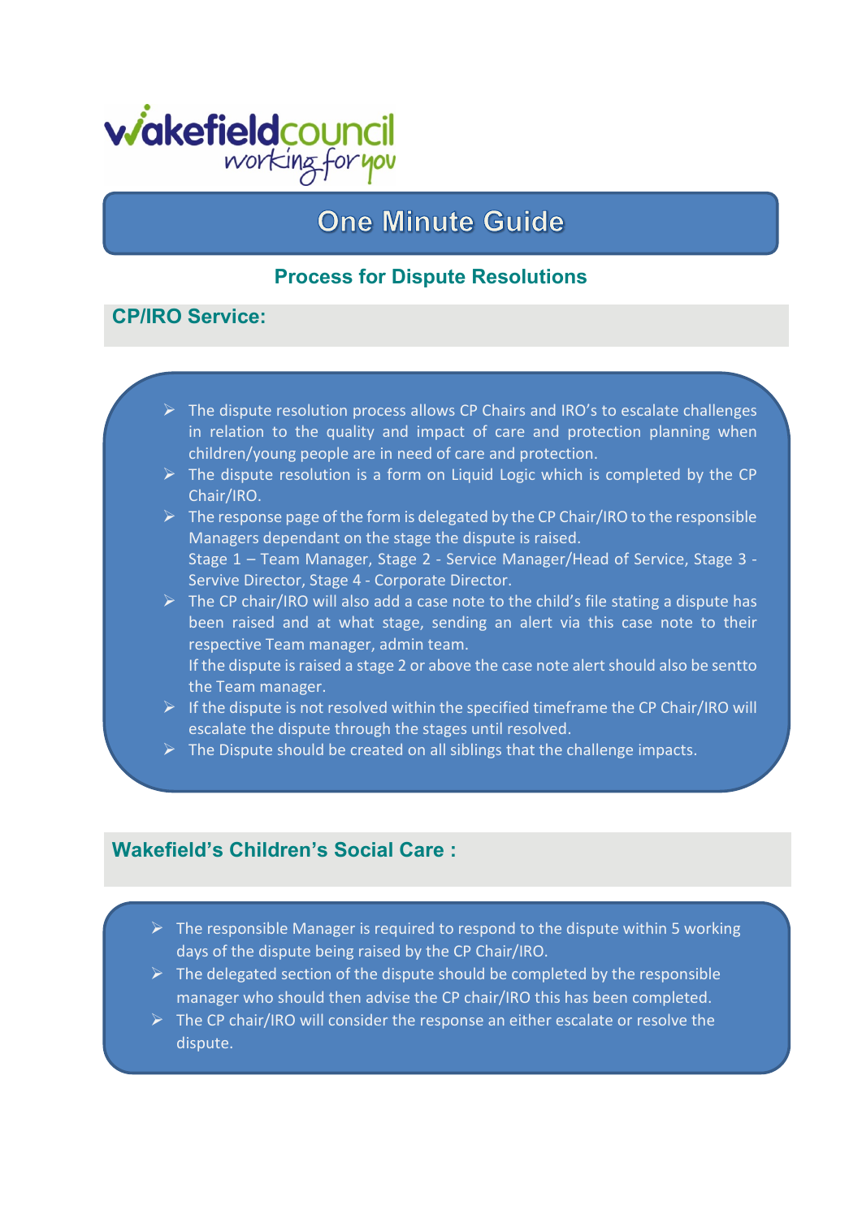wakefieldcouncil
working for you

# One Minute Guide

## Process for Dispute Resolutions

### CP/IRO Service:

- The dispute resolution process allows CP Chairs and IRO's to escalate challenges in relation to the quality and impact of care and protection planning when children/young people are in need of care and protection.
- The dispute resolution is a form on Liquid Logic which is completed by the CP Chair/IRO.
- The response page of the form is delegated by the CP Chair/IRO to the responsible Managers dependant on the stage the dispute is raised.
  Stage 1 – Team Manager, Stage 2 - Service Manager/Head of Service, Stage 3 - Servive Director, Stage 4 - Corporate Director.
- The CP chair/IRO will also add a case note to the child's file stating a dispute has been raised and at what stage, sending an alert via this case note to their respective Team manager, admin team.
  If the dispute is raised a stage 2 or above the case note alert should also be sentto the Team manager.
- If the dispute is not resolved within the specified timeframe the CP Chair/IRO will escalate the dispute through the stages until resolved.
- The Dispute should be created on all siblings that the challenge impacts.

### Wakefield's Children's Social Care :

- The responsible Manager is required to respond to the dispute within 5 working days of the dispute being raised by the CP Chair/IRO.
- The delegated section of the dispute should be completed by the responsible manager who should then advise the CP chair/IRO this has been completed.
- The CP chair/IRO will consider the response an either escalate or resolve the dispute.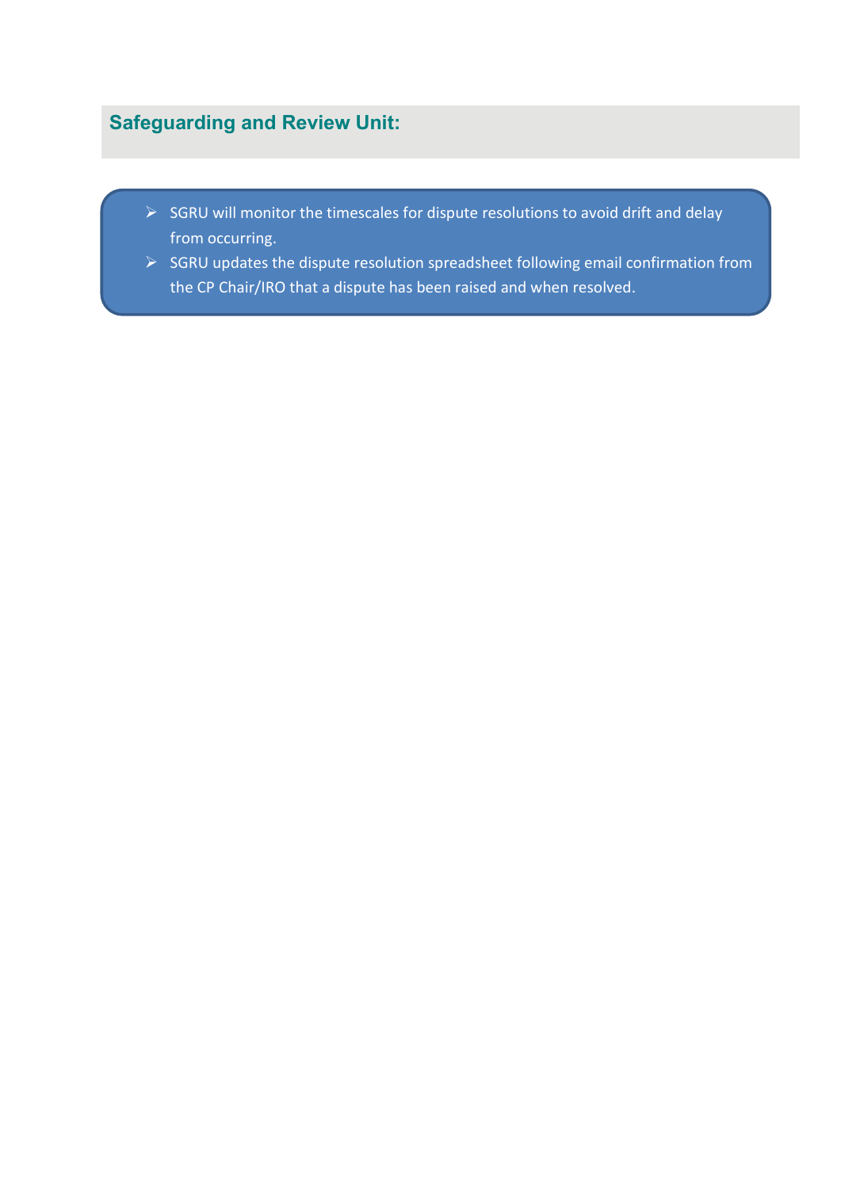## Safeguarding and Review Unit:

- SGRU will monitor the timescales for dispute resolutions to avoid drift and delay from occurring.
- SGRU updates the dispute resolution spreadsheet following email confirmation from the CP Chair/IRO that a dispute has been raised and when resolved.